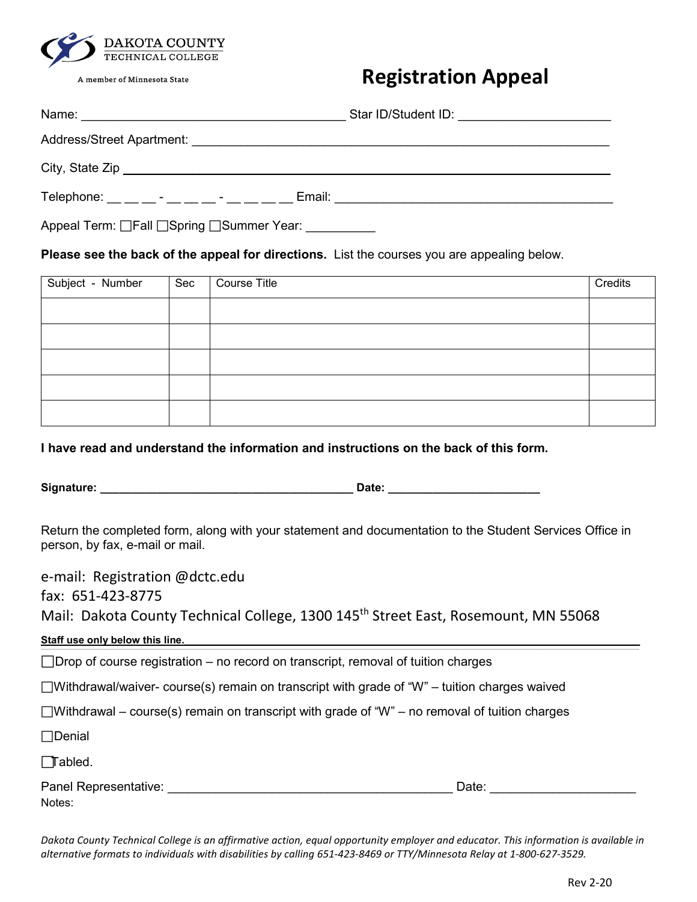DAKOTA COUNTY
TECHNICAL COLLEGE

A member of Minnesota State

# Registration Appeal

Name: ______________________________________ Star ID/Student ID: _____________________

Address/Street Apartment: ____________________________________________________________

City, State Zip ____________________________________________________________________

Telephone: __ __ __ - __ __ __ - __ __ __ __ Email: ________________________________________

Appeal Term: ☐Fall ☐Spring ☐Summer Year: __________

**Please see the back of the appeal for directions.** List the courses you are appealing below.

| Subject - Number | Sec | Course Title | Credits |
|---|---|---|---|
| | | | |
| | | | |
| | | | |
| | | | |
| | | | |

**I have read and understand the information and instructions on the back of this form.**

**Signature:** ______________________________________ **Date:** ______________________

Return the completed form, along with your statement and documentation to the Student Services Office in person, by fax, e-mail or mail.

e-mail: Registration @dctc.edu

fax: 651-423-8775

Mail: Dakota County Technical College, 1300 145th Street East, Rosemount, MN 55068

**Staff use only below this line.**

☐Drop of course registration – no record on transcript, removal of tuition charges

☐Withdrawal/waiver- course(s) remain on transcript with grade of "W" – tuition charges waived

☐Withdrawal – course(s) remain on transcript with grade of "W" – no removal of tuition charges

☐Denial

☐Tabled.

Panel Representative: ________________________________________ Date: ____________________

Notes:

*Dakota County Technical College is an affirmative action, equal opportunity employer and educator. This information is available in alternative formats to individuals with disabilities by calling 651-423-8469 or TTY/Minnesota Relay at 1-800-627-3529.*

Rev 2-20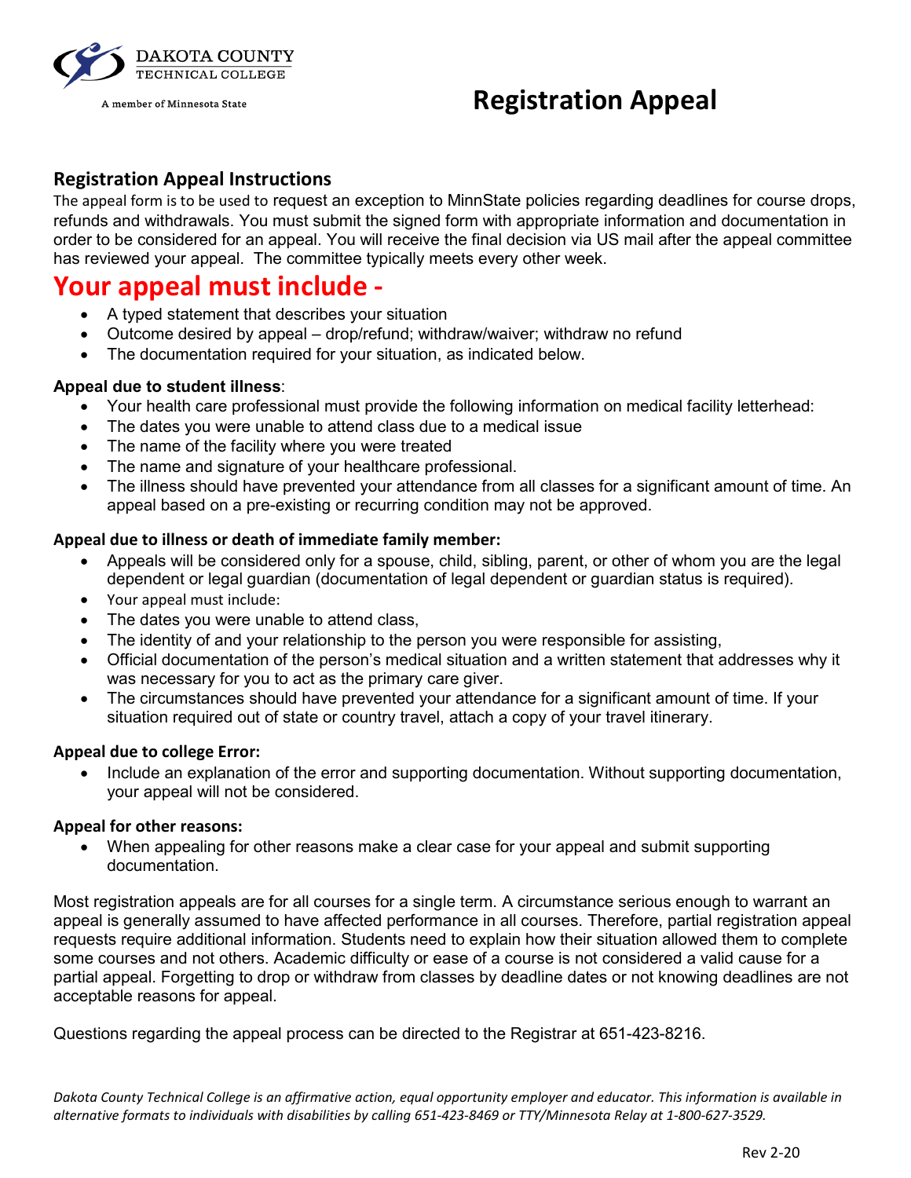DAKOTA COUNTY TECHNICAL COLLEGE

A member of Minnesota State

# Registration Appeal

## Registration Appeal Instructions

The appeal form is to be used to request an exception to MinnState policies regarding deadlines for course drops, refunds and withdrawals. You must submit the signed form with appropriate information and documentation in order to be considered for an appeal. You will receive the final decision via US mail after the appeal committee has reviewed your appeal. The committee typically meets every other week.

# Your appeal must include -

- A typed statement that describes your situation
- Outcome desired by appeal – drop/refund; withdraw/waiver; withdraw no refund
- The documentation required for your situation, as indicated below.

**Appeal due to student illness**:

- Your health care professional must provide the following information on medical facility letterhead:
- The dates you were unable to attend class due to a medical issue
- The name of the facility where you were treated
- The name and signature of your healthcare professional.
- The illness should have prevented your attendance from all classes for a significant amount of time. An appeal based on a pre-existing or recurring condition may not be approved.

**Appeal due to illness or death of immediate family member:**

- Appeals will be considered only for a spouse, child, sibling, parent, or other of whom you are the legal dependent or legal guardian (documentation of legal dependent or guardian status is required).
- Your appeal must include:
- The dates you were unable to attend class,
- The identity of and your relationship to the person you were responsible for assisting,
- Official documentation of the person's medical situation and a written statement that addresses why it was necessary for you to act as the primary care giver.
- The circumstances should have prevented your attendance for a significant amount of time. If your situation required out of state or country travel, attach a copy of your travel itinerary.

**Appeal due to college Error:**

- Include an explanation of the error and supporting documentation. Without supporting documentation, your appeal will not be considered.

**Appeal for other reasons:**

- When appealing for other reasons make a clear case for your appeal and submit supporting documentation.

Most registration appeals are for all courses for a single term. A circumstance serious enough to warrant an appeal is generally assumed to have affected performance in all courses. Therefore, partial registration appeal requests require additional information. Students need to explain how their situation allowed them to complete some courses and not others. Academic difficulty or ease of a course is not considered a valid cause for a partial appeal. Forgetting to drop or withdraw from classes by deadline dates or not knowing deadlines are not acceptable reasons for appeal.

Questions regarding the appeal process can be directed to the Registrar at 651-423-8216.

*Dakota County Technical College is an affirmative action, equal opportunity employer and educator. This information is available in alternative formats to individuals with disabilities by calling 651-423-8469 or TTY/Minnesota Relay at 1-800-627-3529.*

Rev 2-20